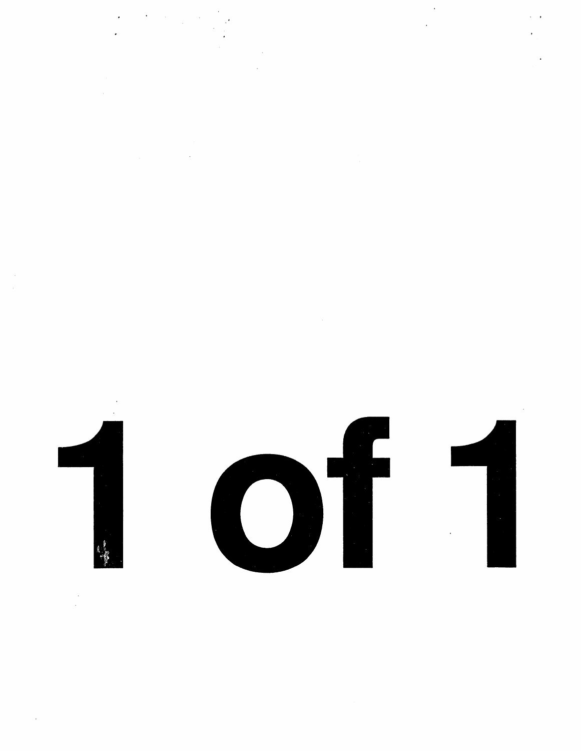# 1 of 1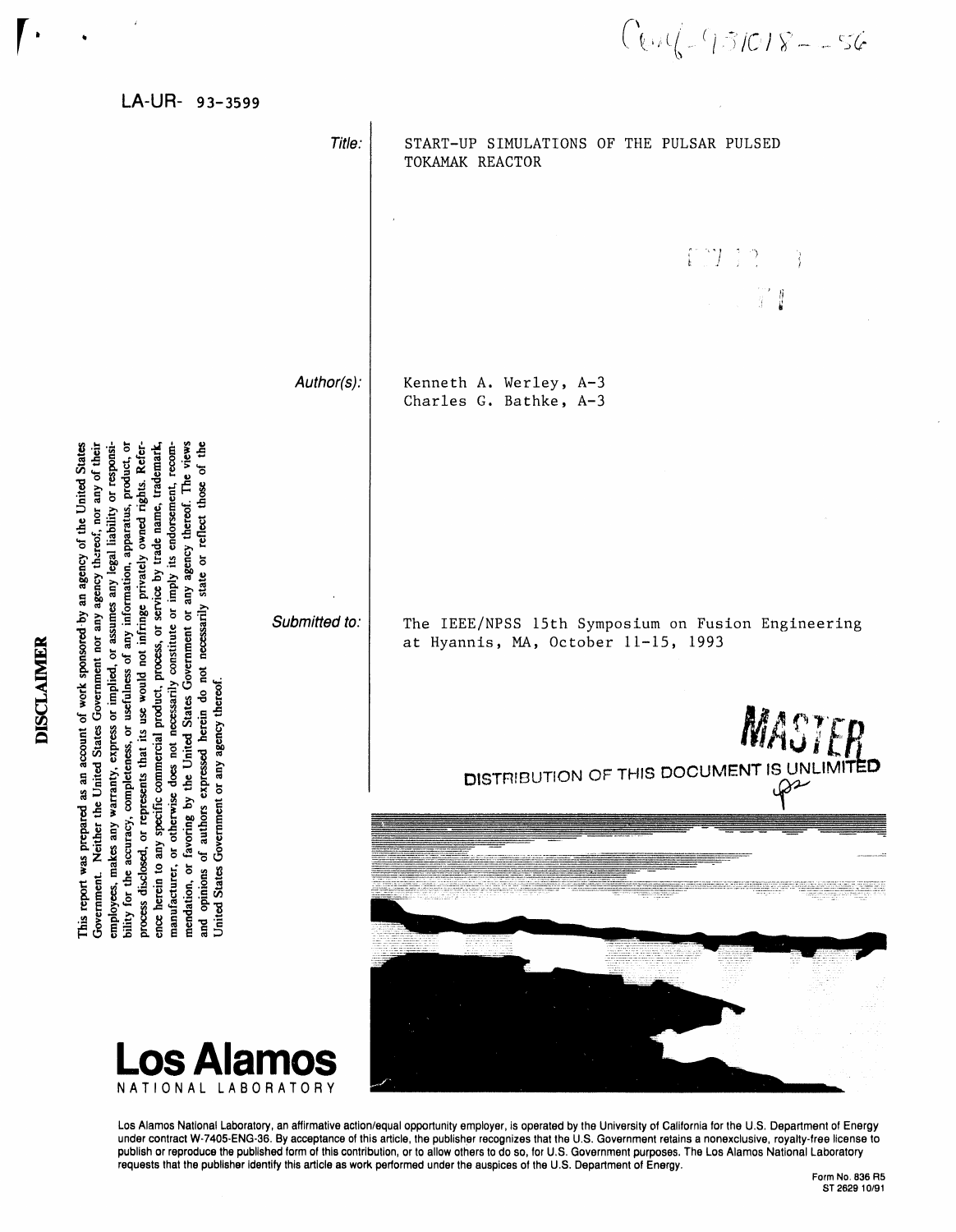Conf-931018--56

LA-UR- 93-3599

*Title:* START-UP SIMULATIONS OF THE PULSAR PULSED TOKAMAK REACTOR

*Author(s):* Kenneth A. Werley, A-3
Charles G. Bathke, A-3

*Submitted to:* The IEEE/NPSS 15th Symposium on Fusion Engineering at Hyannis, MA, October 11-15, 1993

MASTER

DISTRIBUTION OF THIS DOCUMENT IS UNLIMITED

**DISCLAIMER**

This report was prepared as an account of work sponsored by an agency of the United States Government. Neither the United States Government nor any agency thereof, nor any of their employees, makes any warranty, express or implied, or assumes any legal liability or responsibility for the accuracy, completeness, or usefulness of any information, apparatus, product, or process disclosed, or represents that its use would not infringe privately owned rights. Reference herein to any specific commercial product, process, or service by trade name, trademark, manufacturer, or otherwise does not necessarily constitute or imply its endorsement, recommendation, or favoring by the United States Government or any agency thereof. The views and opinions of authors expressed herein do not necessarily state or reflect those of the United States Government or any agency thereof.

**Los Alamos**
NATIONAL LABORATORY

Los Alamos National Laboratory, an affirmative action/equal opportunity employer, is operated by the University of California for the U.S. Department of Energy under contract W-7405-ENG-36. By acceptance of this article, the publisher recognizes that the U.S. Government retains a nonexclusive, royalty-free license to publish or reproduce the published form of this contribution, or to allow others to do so, for U.S. Government purposes. The Los Alamos National Laboratory requests that the publisher identify this article as work performed under the auspices of the U.S. Department of Energy.

Form No. 836 R5
ST 2629 10/91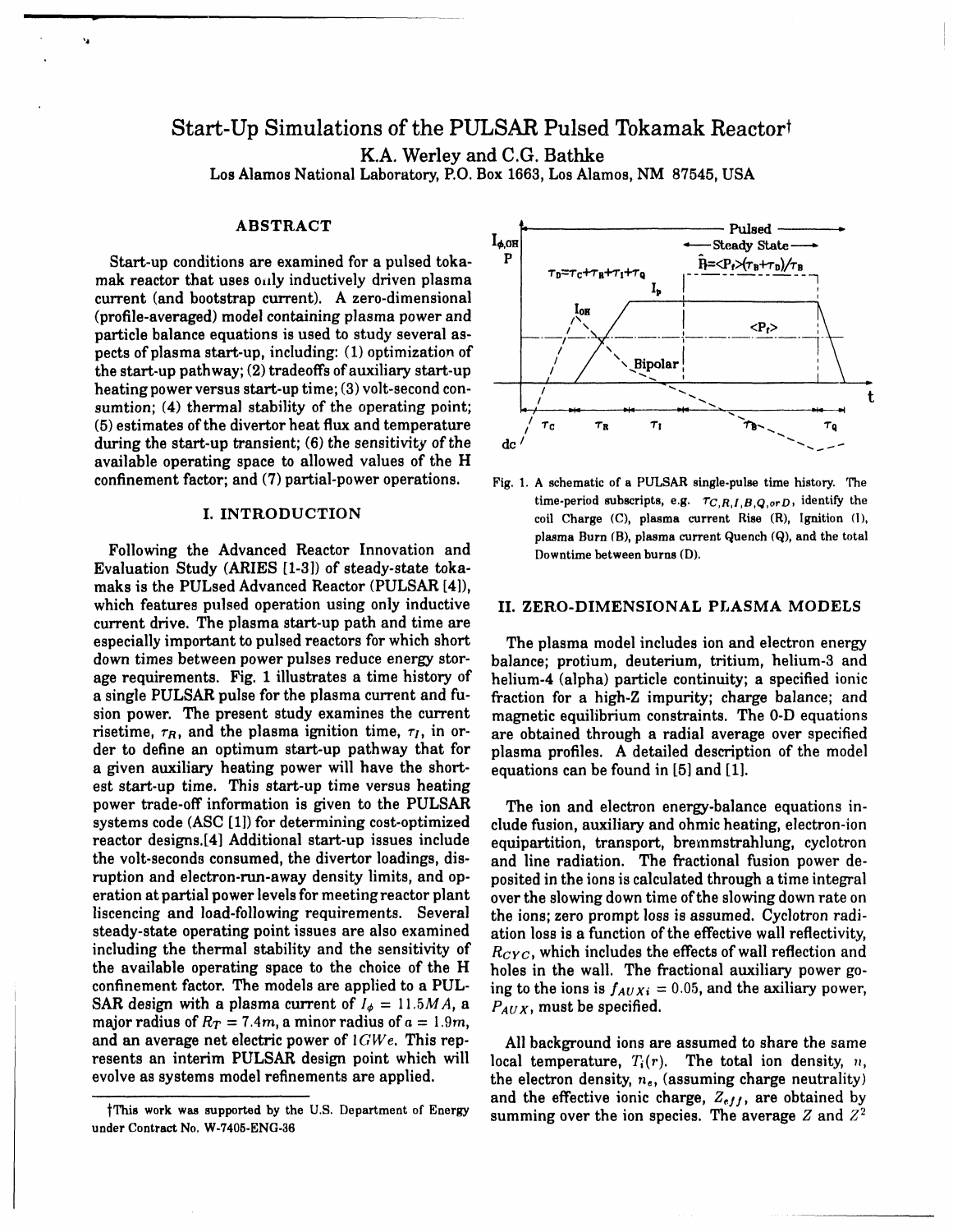# Start-Up Simulations of the PULSAR Pulsed Tokamak Reactor†

K.A. Werley and C.G. Bathke

Los Alamos National Laboratory, P.O. Box 1663, Los Alamos, NM 87545, USA

## ABSTRACT

Start-up conditions are examined for a pulsed tokamak reactor that uses only inductively driven plasma current (and bootstrap current). A zero-dimensional (profile-averaged) model containing plasma power and particle balance equations is used to study several aspects of plasma start-up, including: (1) optimization of the start-up pathway; (2) tradeoffs of auxiliary start-up heating power versus start-up time; (3) volt-second consumtion; (4) thermal stability of the operating point; (5) estimates of the divertor heat flux and temperature during the start-up transient; (6) the sensitivity of the available operating space to allowed values of the H confinement factor; and (7) partial-power operations.

## I. INTRODUCTION

Following the Advanced Reactor Innovation and Evaluation Study (ARIES [1-3]) of steady-state tokamaks is the PULsed Advanced Reactor (PULSAR [4]), which features pulsed operation using only inductive current drive. The plasma start-up path and time are especially important to pulsed reactors for which short down times between power pulses reduce energy storage requirements. Fig. 1 illustrates a time history of a single PULSAR pulse for the plasma current and fusion power. The present study examines the current risetime, $\tau_R$, and the plasma ignition time, $\tau_I$, in order to define an optimum start-up pathway that for a given auxiliary heating power will have the shortest start-up time. This start-up time versus heating power trade-off information is given to the PULSAR systems code (ASC [1]) for determining cost-optimized reactor designs.[4] Additional start-up issues include the volt-seconds consumed, the divertor loadings, disruption and electron-run-away density limits, and operation at partial power levels for meeting reactor plant liscencing and load-following requirements. Several steady-state operating point issues are also examined including the thermal stability and the sensitivity of the available operating space to the choice of the H confinement factor. The models are applied to a PULSAR design with a plasma current of $I_\phi = 11.5MA$, a major radius of $R_T = 7.4m$, a minor radius of $a = 1.9m$, and an average net electric power of $1GWe$. This represents an interim PULSAR design point which will evolve as systems model refinements are applied.

†This work was supported by the U.S. Department of Energy under Contract No. W-7405-ENG-36

Fig. 1. A schematic of a PULSAR single-pulse time history. The time-period subscripts, e.g. $\tau_{C,R,I,B,Q,orD}$, identify the coil Charge (C), plasma current Rise (R), Ignition (I), plasma Burn (B), plasma current Quench (Q), and the total Downtime between burns (D).

## II. ZERO-DIMENSIONAL PLASMA MODELS

The plasma model includes ion and electron energy balance; protium, deuterium, tritium, helium-3 and helium-4 (alpha) particle continuity; a specified ionic fraction for a high-Z impurity; charge balance; and magnetic equilibrium constraints. The 0-D equations are obtained through a radial average over specified plasma profiles. A detailed description of the model equations can be found in [5] and [1].

The ion and electron energy-balance equations include fusion, auxiliary and ohmic heating, electron-ion equipartition, transport, bremmstrahlung, cyclotron and line radiation. The fractional fusion power deposited in the ions is calculated through a time integral over the slowing down time of the slowing down rate on the ions; zero prompt loss is assumed. Cyclotron radiation loss is a function of the effective wall reflectivity, $R_{CYC}$, which includes the effects of wall reflection and holes in the wall. The fractional auxiliary power going to the ions is $f_{AUXi} = 0.05$, and the axiliary power, $P_{AUX}$, must be specified.

All background ions are assumed to share the same local temperature, $T_i(r)$. The total ion density, $n$, the electron density, $n_e$, (assuming charge neutrality) and the effective ionic charge, $Z_{eff}$, are obtained by summing over the ion species. The average $Z$ and $Z^2$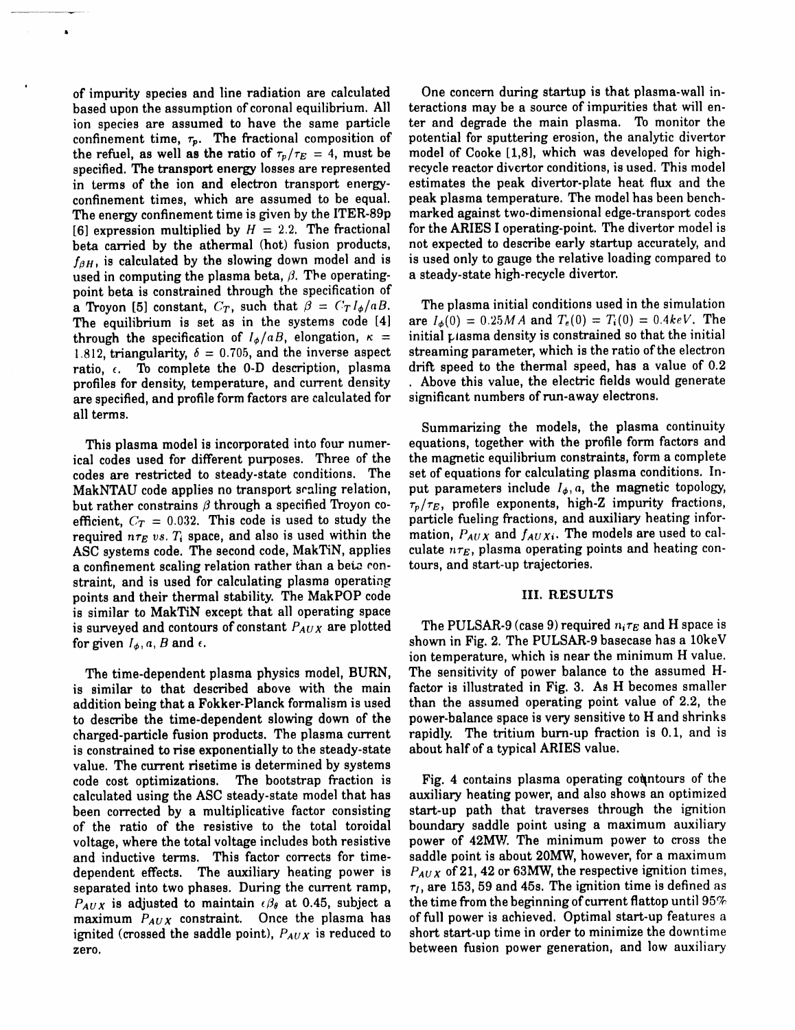of impurity species and line radiation are calculated based upon the assumption of coronal equilibrium. All ion species are assumed to have the same particle confinement time, $\tau_p$. The fractional composition of the refuel, as well as the ratio of $\tau_p/\tau_E = 4$, must be specified. The transport energy losses are represented in terms of the ion and electron transport energy-confinement times, which are assumed to be equal. The energy confinement time is given by the ITER-89p [6] expression multiplied by $H = 2.2$. The fractional beta carried by the athermal (hot) fusion products, $f_{\beta H}$, is calculated by the slowing down model and is used in computing the plasma beta, $\beta$. The operating-point beta is constrained through the specification of a Troyon [5] constant, $C_T$, such that $\beta = C_T I_\phi/aB$. The equilibrium is set as in the systems code [4] through the specification of $I_\phi/aB$, elongation, $\kappa = 1.812$, triangularity, $\delta = 0.705$, and the inverse aspect ratio, $\epsilon$. To complete the 0-D description, plasma profiles for density, temperature, and current density are specified, and profile form factors are calculated for all terms.

This plasma model is incorporated into four numerical codes used for different purposes. Three of the codes are restricted to steady-state conditions. The MakNTAU code applies no transport scaling relation, but rather constrains $\beta$ through a specified Troyon coefficient, $C_T = 0.032$. This code is used to study the required $n\tau_E$ *vs.* $T_i$ space, and also is used within the ASC systems code. The second code, MakTiN, applies a confinement scaling relation rather than a beta constraint, and is used for calculating plasma operating points and their thermal stability. The MakPOP code is similar to MakTiN except that all operating space is surveyed and contours of constant $P_{AUX}$ are plotted for given $I_\phi$, $a$, $B$ and $\epsilon$.

The time-dependent plasma physics model, BURN, is similar to that described above with the main addition being that a Fokker-Planck formalism is used to describe the time-dependent slowing down of the charged-particle fusion products. The plasma current is constrained to rise exponentially to the steady-state value. The current risetime is determined by systems code cost optimizations. The bootstrap fraction is calculated using the ASC steady-state model that has been corrected by a multiplicative factor consisting of the ratio of the resistive to the total toroidal voltage, where the total voltage includes both resistive and inductive terms. This factor corrects for time-dependent effects. The auxiliary heating power is separated into two phases. During the current ramp, $P_{AUX}$ is adjusted to maintain $\epsilon\beta_\theta$ at 0.45, subject a maximum $P_{AUX}$ constraint. Once the plasma has ignited (crossed the saddle point), $P_{AUX}$ is reduced to zero.

One concern during startup is that plasma-wall interactions may be a source of impurities that will enter and degrade the main plasma. To monitor the potential for sputtering erosion, the analytic divertor model of Cooke [1,8], which was developed for high-recycle reactor divertor conditions, is used. This model estimates the peak divertor-plate heat flux and the peak plasma temperature. The model has been benchmarked against two-dimensional edge-transport codes for the ARIES I operating-point. The divertor model is not expected to describe early startup accurately, and is used only to gauge the relative loading compared to a steady-state high-recycle divertor.

The plasma initial conditions used in the simulation are $I_\phi(0) = 0.25MA$ and $T_e(0) = T_i(0) = 0.4keV$. The initial plasma density is constrained so that the initial streaming parameter, which is the ratio of the electron drift speed to the thermal speed, has a value of 0.2 . Above this value, the electric fields would generate significant numbers of run-away electrons.

Summarizing the models, the plasma continuity equations, together with the profile form factors and the magnetic equilibrium constraints, form a complete set of equations for calculating plasma conditions. Input parameters include $I_\phi$, $a$, the magnetic topology, $\tau_p/\tau_E$, profile exponents, high-Z impurity fractions, particle fueling fractions, and auxiliary heating information, $P_{AUX}$ and $f_{AUXi}$. The models are used to calculate $n\tau_E$, plasma operating points and heating contours, and start-up trajectories.

## III. RESULTS

The PULSAR-9 (case 9) required $n_i\tau_E$ and H space is shown in Fig. 2. The PULSAR-9 basecase has a 10keV ion temperature, which is near the minimum H value. The sensitivity of power balance to the assumed H-factor is illustrated in Fig. 3. As H becomes smaller than the assumed operating point value of 2.2, the power-balance space is very sensitive to H and shrinks rapidly. The tritium burn-up fraction is 0.1, and is about half of a typical ARIES value.

Fig. 4 contains plasma operating contours of the auxiliary heating power, and also shows an optimized start-up path that traverses through the ignition boundary saddle point using a maximum auxiliary power of 42MW. The minimum power to cross the saddle point is about 20MW, however, for a maximum $P_{AUX}$ of 21, 42 or 63MW, the respective ignition times, $\tau_I$, are 153, 59 and 45s. The ignition time is defined as the time from the beginning of current flattop until 95% of full power is achieved. Optimal start-up features a short start-up time in order to minimize the downtime between fusion power generation, and low auxiliary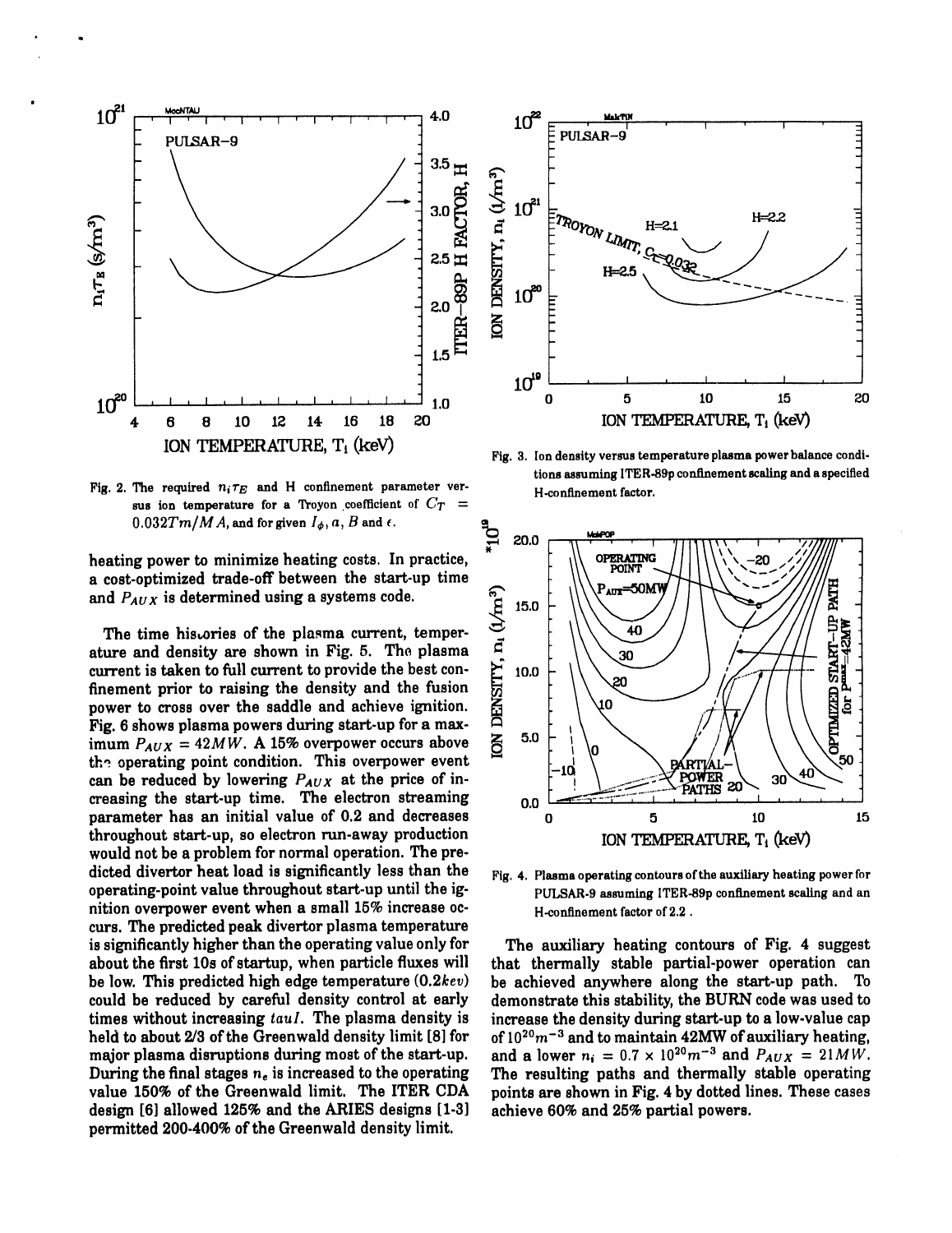Fig. 2. The required $n_i \tau_E$ and H confinement parameter versus ion temperature for a Troyon coefficient of $C_T = 0.032Tm/MA$, and for given $I_\phi$, $a$, $B$ and $\epsilon$.

Fig. 3. Ion density versus temperature plasma power balance conditions assuming ITER-89p confinement scaling and a specified H-confinement factor.

heating power to minimize heating costs. In practice, a cost-optimized trade-off between the start-up time and $P_{AUX}$ is determined using a systems code.

The time histories of the plasma current, temperature and density are shown in Fig. 5. The plasma current is taken to full current to provide the best confinement prior to raising the density and the fusion power to cross over the saddle and achieve ignition. Fig. 6 shows plasma powers during start-up for a maximum $P_{AUX} = 42MW$. A 15% overpower occurs above the operating point condition. This overpower event can be reduced by lowering $P_{AUX}$ at the price of increasing the start-up time. The electron streaming parameter has an initial value of 0.2 and decreases throughout start-up, so electron run-away production would not be a problem for normal operation. The predicted divertor heat load is significantly less than the operating-point value throughout start-up until the ignition overpower event when a small 15% increase occurs. The predicted peak divertor plasma temperature is significantly higher than the operating value only for about the first 10s of startup, when particle fluxes will be low. This predicted high edge temperature ($0.2kev$) could be reduced by careful density control at early times without increasing *tauI*. The plasma density is held to about 2/3 of the Greenwald density limit [8] for major plasma disruptions during most of the start-up. During the final stages $n_e$ is increased to the operating value 150% of the Greenwald limit. The ITER CDA design [6] allowed 125% and the ARIES designs [1-3] permitted 200-400% of the Greenwald density limit.

Fig. 4. Plasma operating contours of the auxiliary heating power for PULSAR-9 assuming ITER-89p confinement scaling and an H-confinement factor of 2.2 .

The auxiliary heating contours of Fig. 4 suggest that thermally stable partial-power operation can be achieved anywhere along the start-up path. To demonstrate this stability, the BURN code was used to increase the density during start-up to a low-value cap of $10^{20}m^{-3}$ and to maintain 42MW of auxiliary heating, and a lower $n_i = 0.7 \times 10^{20}m^{-3}$ and $P_{AUX} = 21MW$. The resulting paths and thermally stable operating points are shown in Fig. 4 by dotted lines. These cases achieve 60% and 25% partial powers.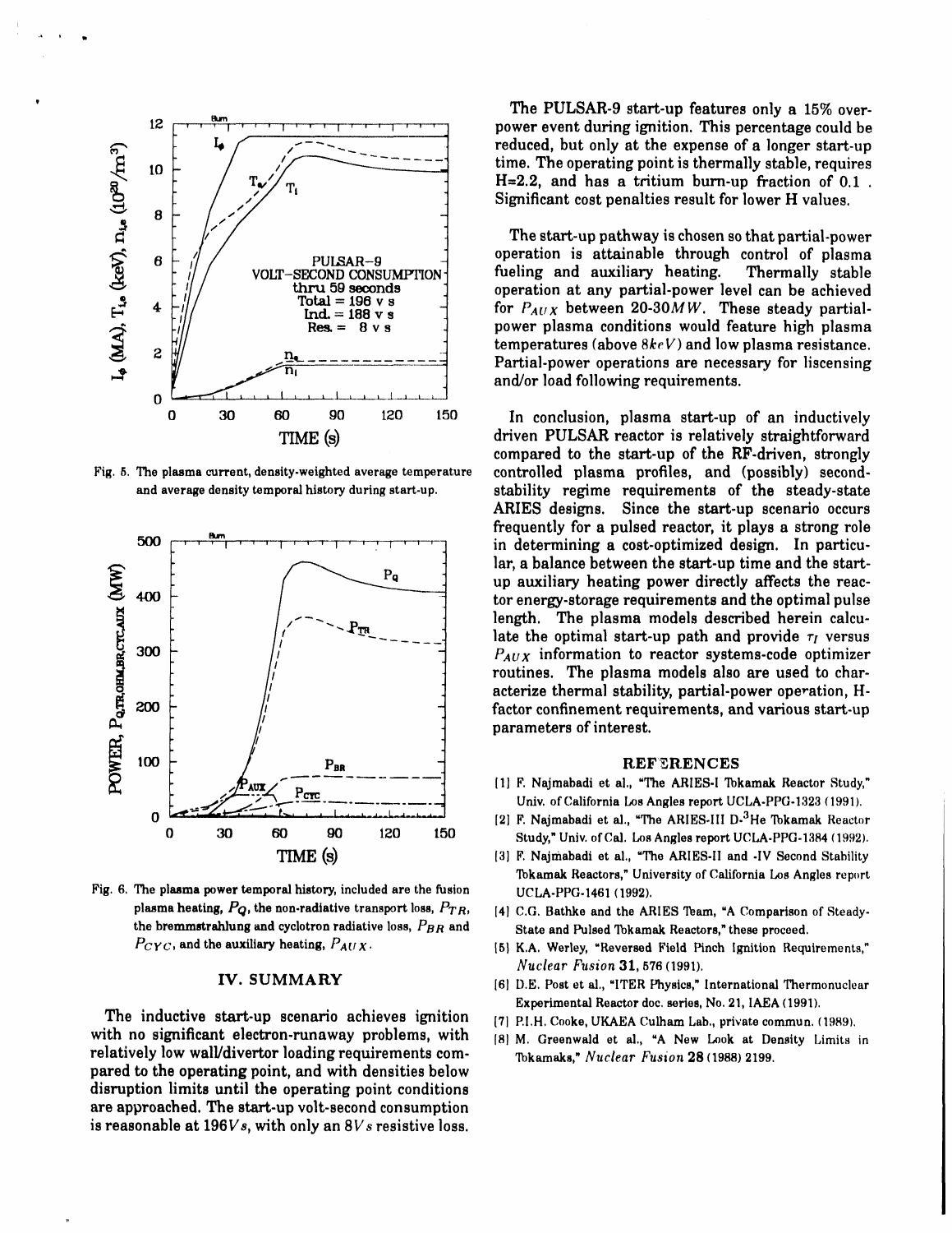Fig. 5. The plasma current, density-weighted average temperature and average density temporal history during start-up.

Fig. 6. The plasma power temporal history, included are the fusion plasma heating, $P_Q$, the non-radiative transport loss, $P_{TR}$, the bremmstrahlung and cyclotron radiative loss, $P_{BR}$ and $P_{CYC}$, and the auxiliary heating, $P_{AUX}$.

## IV. SUMMARY

The inductive start-up scenario achieves ignition with no significant electron-runaway problems, with relatively low wall/divertor loading requirements compared to the operating point, and with densities below disruption limits until the operating point conditions are approached. The start-up volt-second consumption is reasonable at $196 Vs$, with only an $8 Vs$ resistive loss.

The PULSAR-9 start-up features only a 15% over-power event during ignition. This percentage could be reduced, but only at the expense of a longer start-up time. The operating point is thermally stable, requires H=2.2, and has a tritium burn-up fraction of 0.1. Significant cost penalties result for lower H values.

The start-up pathway is chosen so that partial-power operation is attainable through control of plasma fueling and auxiliary heating. Thermally stable operation at any partial-power level can be achieved for $P_{AUX}$ between 20-30$MW$. These steady partial-power plasma conditions would feature high plasma temperatures (above $8keV$) and low plasma resistance. Partial-power operations are necessary for liscensing and/or load following requirements.

In conclusion, plasma start-up of an inductively driven PULSAR reactor is relatively straightforward compared to the start-up of the RF-driven, strongly controlled plasma profiles, and (possibly) second-stability regime requirements of the steady-state ARIES designs. Since the start-up scenario occurs frequently for a pulsed reactor, it plays a strong role in determining a cost-optimized design. In particular, a balance between the start-up time and the start-up auxiliary heating power directly affects the reactor energy-storage requirements and the optimal pulse length. The plasma models described herein calculate the optimal start-up path and provide $\tau_I$ versus $P_{AUX}$ information to reactor systems-code optimizer routines. The plasma models also are used to characterize thermal stability, partial-power operation, H-factor confinement requirements, and various start-up parameters of interest.

## REFERENCES

[1] F. Najmabadi et al., "The ARIES-I Tokamak Reactor Study," Univ. of California Los Angles report UCLA-PPG-1323 (1991).

[2] F. Najmabadi et al., "The ARIES-III D-$^3$He Tokamak Reactor Study," Univ. of Cal. Los Angeles report UCLA-PPG-1384 (1992).

[3] F. Najmabadi et al., "The ARIES-II and -IV Second Stability Tokamak Reactors," University of California Los Angles report UCLA-PPG-1461 (1992).

[4] C.G. Bathke and the ARIES Team, "A Comparison of Steady-State and Pulsed Tokamak Reactors," these proceed.

[5] K.A. Werley, "Reversed Field Pinch Ignition Requirements," *Nuclear Fusion* **31**, 576 (1991).

[6] D.E. Post et al., "ITER Physics," International Thermonuclear Experimental Reactor doc. series, No. 21, IAEA (1991).

[7] P.I.H. Cooke, UKAEA Culham Lab., private commun. (1989).

[8] M. Greenwald et al., "A New Look at Density Limits in Tokamaks," *Nuclear Fusion* **28** (1988) 2199.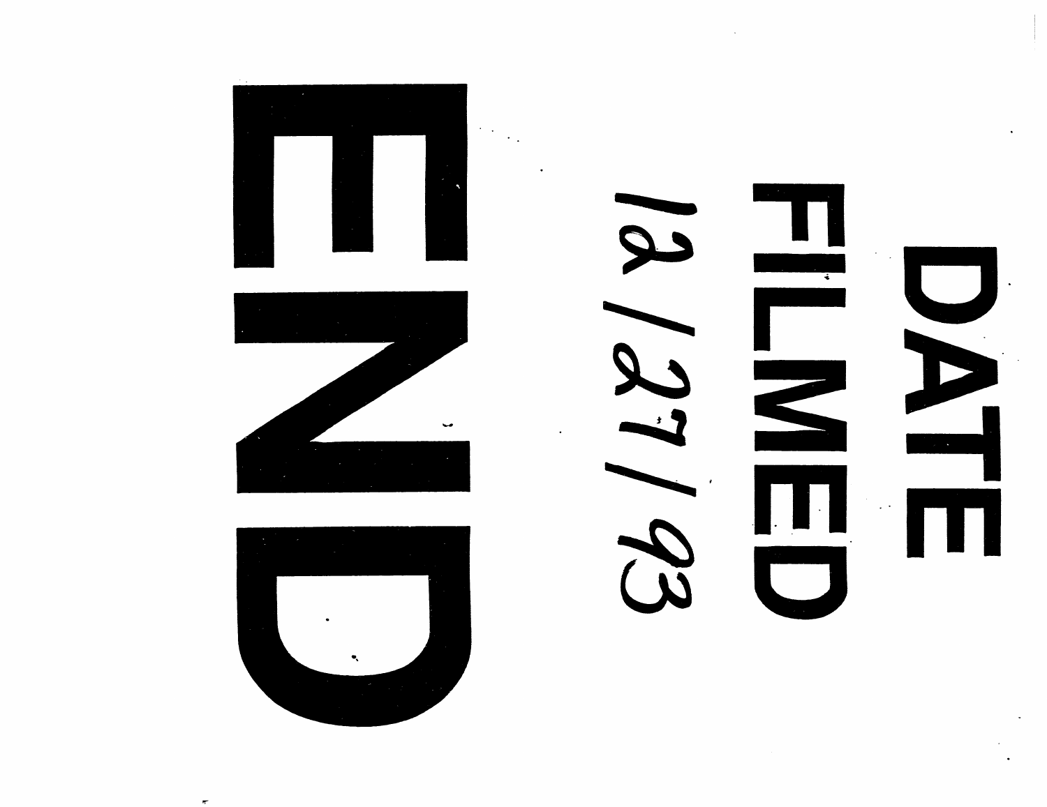# END

# DATE FILMED

12 / 27 / 93